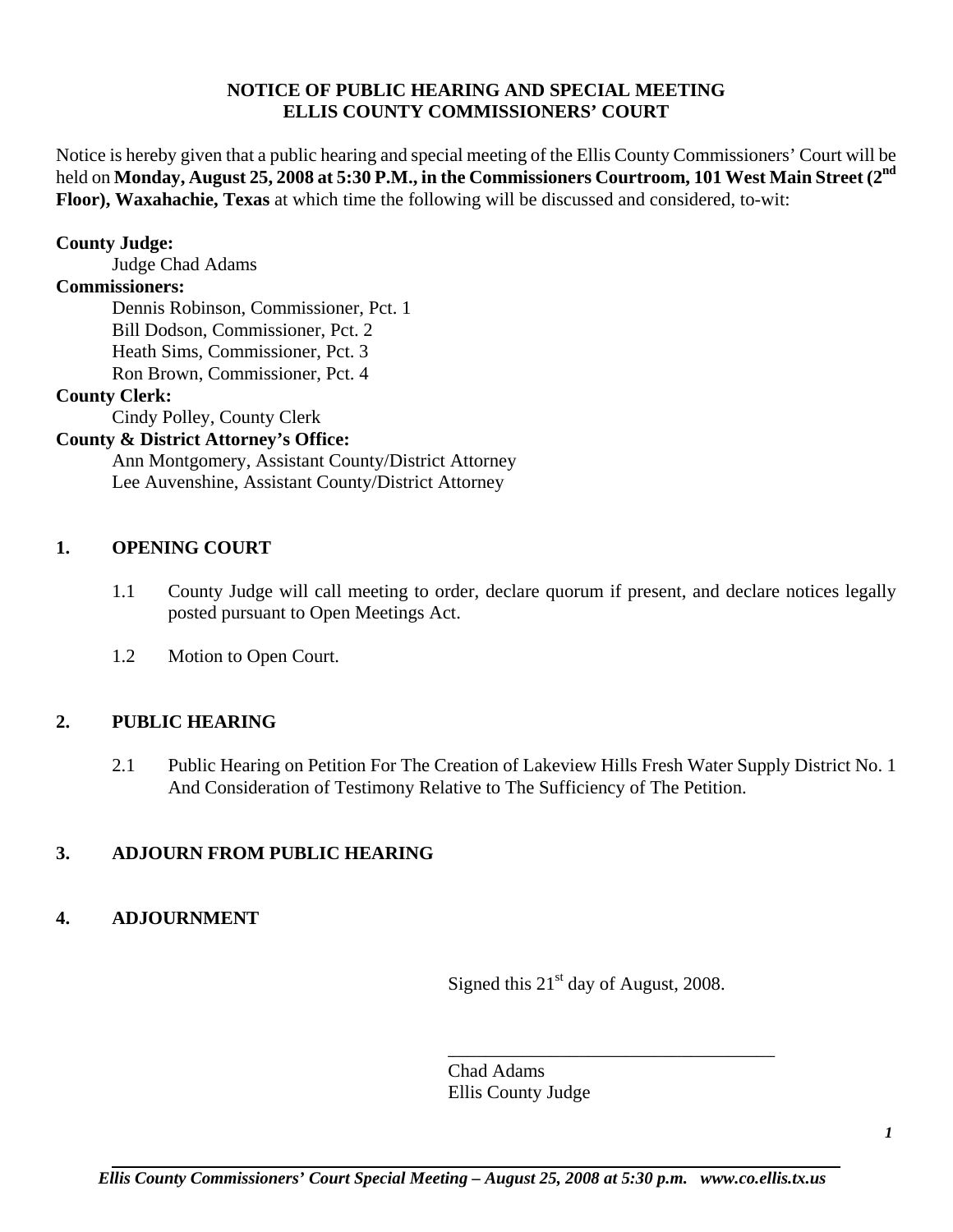**NOTICE OF PUBLIC HEARING AND SPECIAL MEETING**
**ELLIS COUNTY COMMISSIONERS' COURT**

Notice is hereby given that a public hearing and special meeting of the Ellis County Commissioners' Court will be held on **Monday, August 25, 2008 at 5:30 P.M., in the Commissioners Courtroom, 101 West Main Street (2nd Floor), Waxahachie, Texas** at which time the following will be discussed and considered, to-wit:

**County Judge:**
Judge Chad Adams

**Commissioners:**
Dennis Robinson, Commissioner, Pct. 1
Bill Dodson, Commissioner, Pct. 2
Heath Sims, Commissioner, Pct. 3
Ron Brown, Commissioner, Pct. 4

**County Clerk:**
Cindy Polley, County Clerk

**County & District Attorney's Office:**
Ann Montgomery, Assistant County/District Attorney
Lee Auvenshine, Assistant County/District Attorney

## 1. OPENING COURT

1.1 County Judge will call meeting to order, declare quorum if present, and declare notices legally posted pursuant to Open Meetings Act.

1.2 Motion to Open Court.

## 2. PUBLIC HEARING

2.1 Public Hearing on Petition For The Creation of Lakeview Hills Fresh Water Supply District No. 1 And Consideration of Testimony Relative to The Sufficiency of The Petition.

## 3. ADJOURN FROM PUBLIC HEARING

## 4. ADJOURNMENT

Signed this 21st day of August, 2008.

\_\_\_\_\_\_\_\_\_\_\_\_\_\_\_\_\_\_\_\_\_\_\_\_\_\_\_\_\_\_\_\_\_\_\_
Chad Adams
Ellis County Judge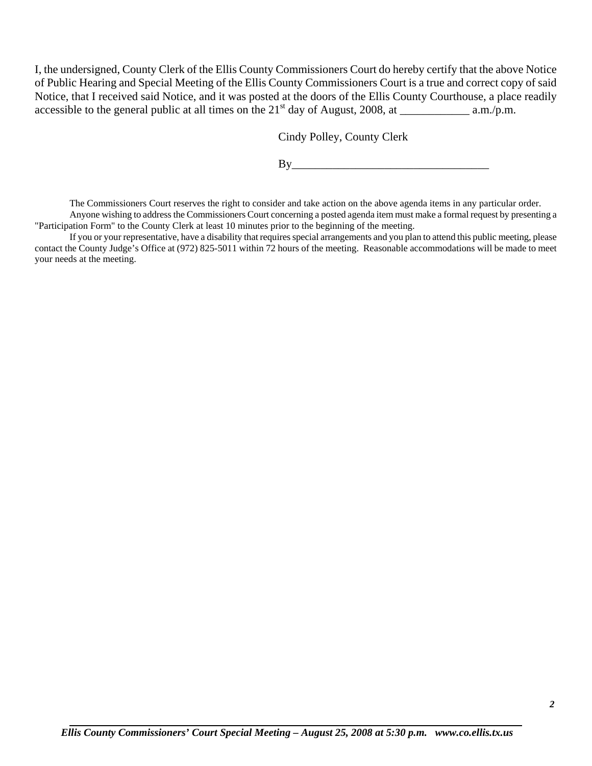I, the undersigned, County Clerk of the Ellis County Commissioners Court do hereby certify that the above Notice of Public Hearing and Special Meeting of the Ellis County Commissioners Court is a true and correct copy of said Notice, that I received said Notice, and it was posted at the doors of the Ellis County Courthouse, a place readily accessible to the general public at all times on the 21st day of August, 2008, at ____________ a.m./p.m.

Cindy Polley, County Clerk

By_________________________________

The Commissioners Court reserves the right to consider and take action on the above agenda items in any particular order.

Anyone wishing to address the Commissioners Court concerning a posted agenda item must make a formal request by presenting a "Participation Form" to the County Clerk at least 10 minutes prior to the beginning of the meeting.

If you or your representative, have a disability that requires special arrangements and you plan to attend this public meeting, please contact the County Judge's Office at (972) 825-5011 within 72 hours of the meeting. Reasonable accommodations will be made to meet your needs at the meeting.